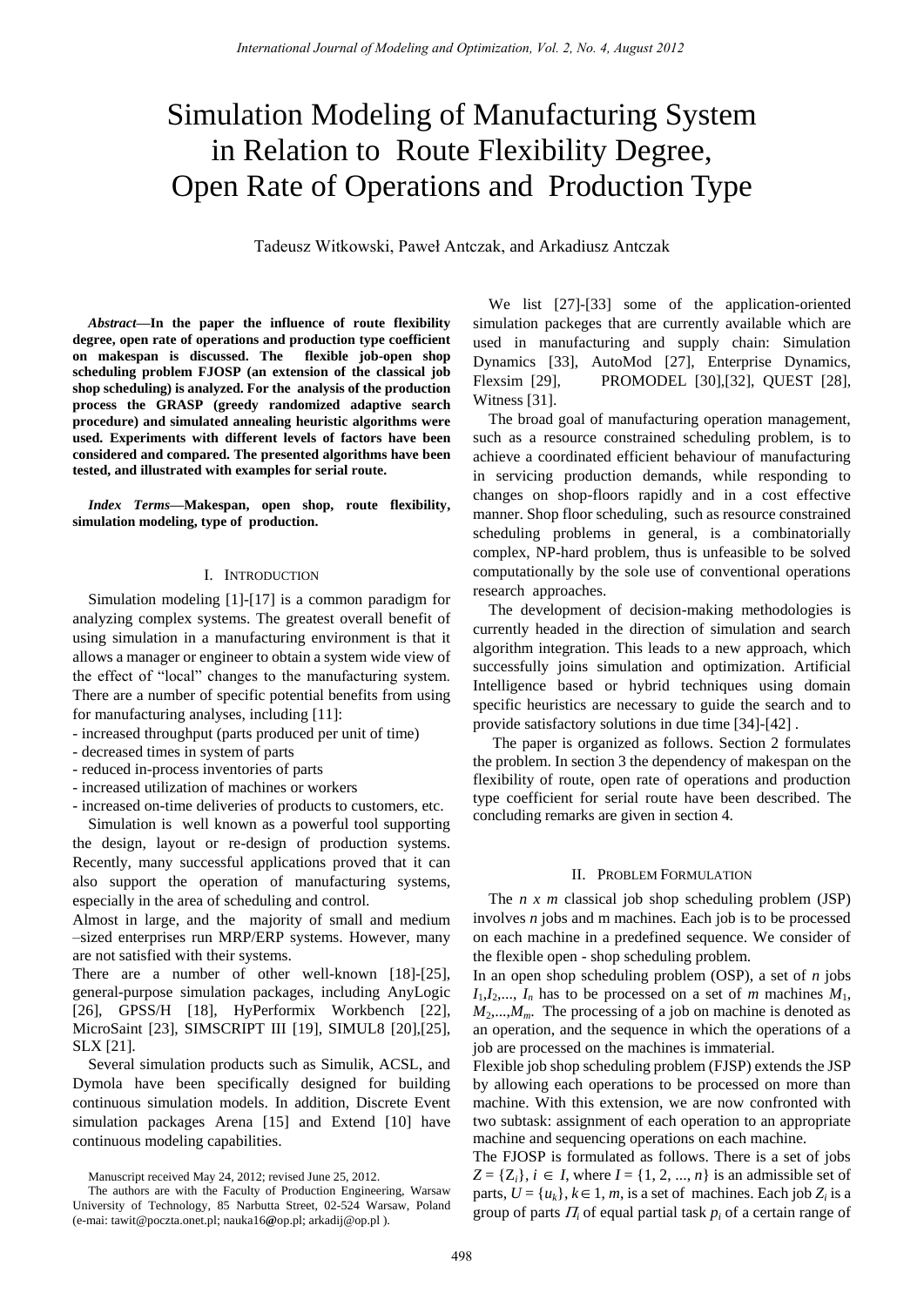# Simulation Modeling of Manufacturing System in Relation to Route Flexibility Degree, Open Rate of Operations and Production Type

Tadeusz Witkowski, Paweł Antczak, and Arkadiusz Antczak

***Abstract*—In the paper the influence of route flexibility degree, open rate of operations and production type coefficient on makespan is discussed. The flexible job-open shop scheduling problem FJOSP (an extension of the classical job shop scheduling) is analyzed. For the analysis of the production process the GRASP (greedy randomized adaptive search procedure) and simulated annealing heuristic algorithms were used. Experiments with different levels of factors have been considered and compared. The presented algorithms have been tested, and illustrated with examples for serial route.**

***Index Terms*—Makespan, open shop, route flexibility, simulation modeling, type of production.**

## I. Introduction

Simulation modeling [1]-[17] is a common paradigm for analyzing complex systems. The greatest overall benefit of using simulation in a manufacturing environment is that it allows a manager or engineer to obtain a system wide view of the effect of "local" changes to the manufacturing system. There are a number of specific potential benefits from using for manufacturing analyses, including [11]:

- increased throughput (parts produced per unit of time)
- decreased times in system of parts
- reduced in-process inventories of parts
- increased utilization of machines or workers
- increased on-time deliveries of products to customers, etc.

Simulation is well known as a powerful tool supporting the design, layout or re-design of production systems. Recently, many successful applications proved that it can also support the operation of manufacturing systems, especially in the area of scheduling and control.

Almost in large, and the majority of small and medium –sized enterprises run MRP/ERP systems. However, many are not satisfied with their systems.

There are a number of other well-known [18]-[25], general-purpose simulation packages, including AnyLogic [26], GPSS/H [18], HyPerformix Workbench [22], MicroSaint [23], SIMSCRIPT III [19], SIMUL8 [20],[25], SLX [21].

Several simulation products such as Simulik, ACSL, and Dymola have been specifically designed for building continuous simulation models. In addition, Discrete Event simulation packages Arena [15] and Extend [10] have continuous modeling capabilities.

Manuscript received May 24, 2012; revised June 25, 2012.

The authors are with the Faculty of Production Engineering, Warsaw University of Technology, 85 Narbutta Street, 02-524 Warsaw, Poland (e-mai: tawit@poczta.onet.pl; nauka16@op.pl; arkadij@op.pl ).

We list [27]-[33] some of the application-oriented simulation packeges that are currently available which are used in manufacturing and supply chain: Simulation Dynamics [33], AutoMod [27], Enterprise Dynamics, Flexsim [29], PROMODEL [30],[32], QUEST [28], Witness [31].

The broad goal of manufacturing operation management, such as a resource constrained scheduling problem, is to achieve a coordinated efficient behaviour of manufacturing in servicing production demands, while responding to changes on shop-floors rapidly and in a cost effective manner. Shop floor scheduling, such as resource constrained scheduling problems in general, is a combinatorially complex, NP-hard problem, thus is unfeasible to be solved computationally by the sole use of conventional operations research approaches.

The development of decision-making methodologies is currently headed in the direction of simulation and search algorithm integration. This leads to a new approach, which successfully joins simulation and optimization. Artificial Intelligence based or hybrid techniques using domain specific heuristics are necessary to guide the search and to provide satisfactory solutions in due time [34]-[42] .

The paper is organized as follows. Section 2 formulates the problem. In section 3 the dependency of makespan on the flexibility of route, open rate of operations and production type coefficient for serial route have been described. The concluding remarks are given in section 4.

## II. Problem Formulation

The $n \times m$ classical job shop scheduling problem (JSP) involves $n$ jobs and m machines. Each job is to be processed on each machine in a predefined sequence. We consider of the flexible open - shop scheduling problem.

In an open shop scheduling problem (OSP), a set of $n$ jobs $I_1, I_2, ..., I_n$ has to be processed on a set of $m$ machines $M_1$, $M_2, ..., M_m$. The processing of a job on machine is denoted as an operation, and the sequence in which the operations of a job are processed on the machines is immaterial.

Flexible job shop scheduling problem (FJSP) extends the JSP by allowing each operations to be processed on more than machine. With this extension, we are now confronted with two subtask: assignment of each operation to an appropriate machine and sequencing operations on each machine.

The FJOSP is formulated as follows. There is a set of jobs $Z = \{Z_i\}$, $i \in I$, where $I = \{1, 2, ..., n\}$ is an admissible set of parts, $U = \{u_k\}$, $k \in 1, m$, is a set of machines. Each job $Z_i$ is a group of parts $\Pi_i$ of equal partial task $p_i$ of a certain range of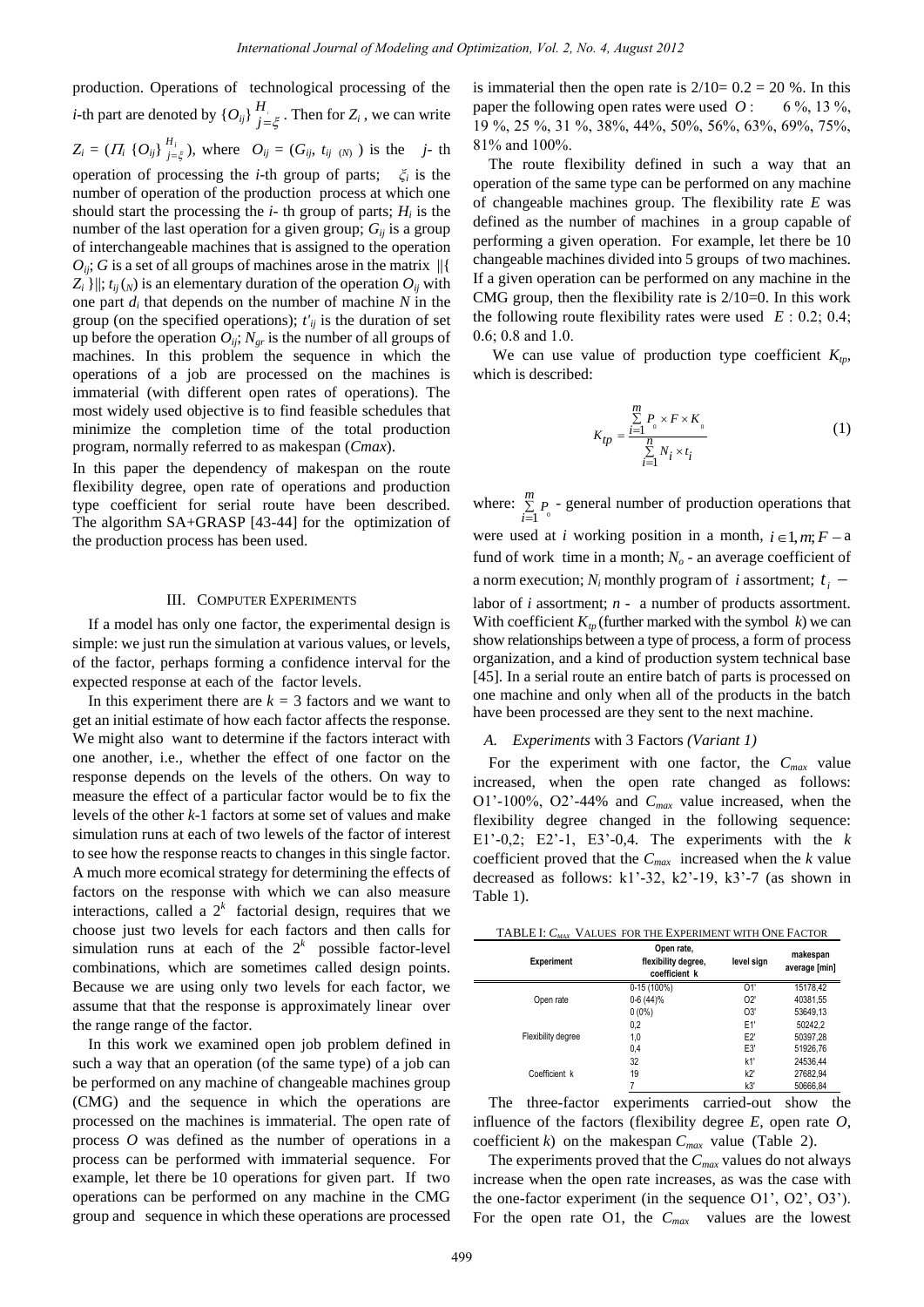production. Operations of technological processing of the $i$-th part are denoted by $\{O_{ij}\}_{j=\xi}^{H}$. Then for $Z_i$, we can write $Z_i = (\Pi_i \{O_{ij}\}_{j=\xi}^{H_i})$, where $O_{ij} = (G_{ij}, t_{ij\ (N)})$ is the $j$- th operation of processing the $i$-th group of parts; $\xi_i$ is the number of operation of the production process at which one should start the processing the $i$- th group of parts; $H_i$ is the number of the last operation for a given group; $G_{ij}$ is a group of interchangeable machines that is assigned to the operation $O_{ij}$; $G$ is a set of all groups of machines arose in the matrix $\|\{Z_i\}\|$; $t_{ij}(_N)$ is an elementary duration of the operation $O_{ij}$ with one part $d_i$ that depends on the number of machine $N$ in the group (on the specified operations); $t'_{ij}$ is the duration of set up before the operation $O_{ij}$; $N_{gr}$ is the number of all groups of machines. In this problem the sequence in which the operations of a job are processed on the machines is immaterial (with different open rates of operations). The most widely used objective is to find feasible schedules that minimize the completion time of the total production program, normally referred to as makespan (*Cmax*).

In this paper the dependency of makespan on the route flexibility degree, open rate of operations and production type coefficient for serial route have been described. The algorithm SA+GRASP [43-44] for the optimization of the production process has been used.

## III. Computer Experiments

If a model has only one factor, the experimental design is simple: we just run the simulation at various values, or levels, of the factor, perhaps forming a confidence interval for the expected response at each of the factor levels.

In this experiment there are $k = 3$ factors and we want to get an initial estimate of how each factor affects the response. We might also want to determine if the factors interact with one another, i.e., whether the effect of one factor on the response depends on the levels of the others. On way to measure the effect of a particular factor would be to fix the levels of the other $k$-1 factors at some set of values and make simulation runs at each of two lewels of the factor of interest to see how the response reacts to changes in this single factor. A much more ecomical strategy for determining the effects of factors on the response with which we can also measure interactions, called a $2^k$ factorial design, requires that we choose just two levels for each factors and then calls for simulation runs at each of the $2^k$ possible factor-level combinations, which are sometimes called design points. Because we are using only two levels for each factor, we assume that that the response is approximately linear over the range range of the factor.

In this work we examined open job problem defined in such a way that an operation (of the same type) of a job can be performed on any machine of changeable machines group (CMG) and the sequence in which the operations are processed on the machines is immaterial. The open rate of process $O$ was defined as the number of operations in a process can be performed with immaterial sequence. For example, let there be 10 operations for given part. If two operations can be performed on any machine in the CMG group and sequence in which these operations are processed is immaterial then the open rate is 2/10= 0.2 = 20 %. In this paper the following open rates were used $O$ : 6 %, 13 %, 19 %, 25 %, 31 %, 38%, 44%, 50%, 56%, 63%, 69%, 75%, 81% and 100%.

The route flexibility defined in such a way that an operation of the same type can be performed on any machine of changeable machines group. The flexibility rate $E$ was defined as the number of machines in a group capable of performing a given operation. For example, let there be 10 changeable machines divided into 5 groups of two machines. If a given operation can be performed on any machine in the CMG group, then the flexibility rate is 2/10=0. In this work the following route flexibility rates were used $E$ : 0.2; 0.4; 0.6; 0.8 and 1.0.

We can use value of production type coefficient $K_{tp}$, which is described:

$$K_{tp} = \frac{\sum_{i=1}^{m} P_o \times F \times K_o}{\sum_{i=1}^{n} N_i \times t_i} \tag{1}$$

where: $\sum_{i=1}^{m} P_o$ - general number of production operations that were used at $i$ working position in a month, $i \in 1, m; F$ – a fund of work time in a month; $N_o$ - an average coefficient of a norm execution; $N_i$ monthly program of $i$ assortment; $t_i$ – labor of $i$ assortment; $n$ - a number of products assortment. With coefficient $K_{tp}$ (further marked with the symbol $k$) we can show relationships between a type of process, a form of process organization, and a kind of production system technical base [45]. In a serial route an entire batch of parts is processed on one machine and only when all of the products in the batch have been processed are they sent to the next machine.

### A. *Experiments* with 3 Factors *(Variant 1)*

For the experiment with one factor, the $C_{max}$ value increased, when the open rate changed as follows: O1'-100%, O2'-44% and $C_{max}$ value increased, when the flexibility degree changed in the following sequence: E1'-0,2; E2'-1, E3'-0,4. The experiments with the $k$ coefficient proved that the $C_{max}$ increased when the $k$ value decreased as follows: k1'-32, k2'-19, k3'-7 (as shown in Table 1).

TABLE I: $C_{MAX}$ VALUES FOR THE EXPERIMENT WITH ONE FACTOR

| Experiment | Open rate, flexibility degree, coefficient k | level sign | makespan average [min] |
|---|---|---|---|
| | 0-15 (100%) | O1' | 15178,42 |
| Open rate | 0-6 (44)% | O2' | 40381,55 |
| | 0 (0%) | O3' | 53649,13 |
| | 0,2 | E1' | 50242,2 |
| Flexibility degree | 1,0 | E2' | 50397,28 |
| | 0,4 | E3' | 51926,76 |
| | 32 | k1' | 24536,44 |
| Coefficient k | 19 | k2' | 27682,94 |
| | 7 | k3' | 50666,84 |

The three-factor experiments carried-out show the influence of the factors (flexibility degree $E$, open rate $O$, coefficient $k$) on the makespan $C_{max}$ value (Table 2).

The experiments proved that the $C_{max}$ values do not always increase when the open rate increases, as was the case with the one-factor experiment (in the sequence O1', O2', O3'). For the open rate O1, the $C_{max}$ values are the lowest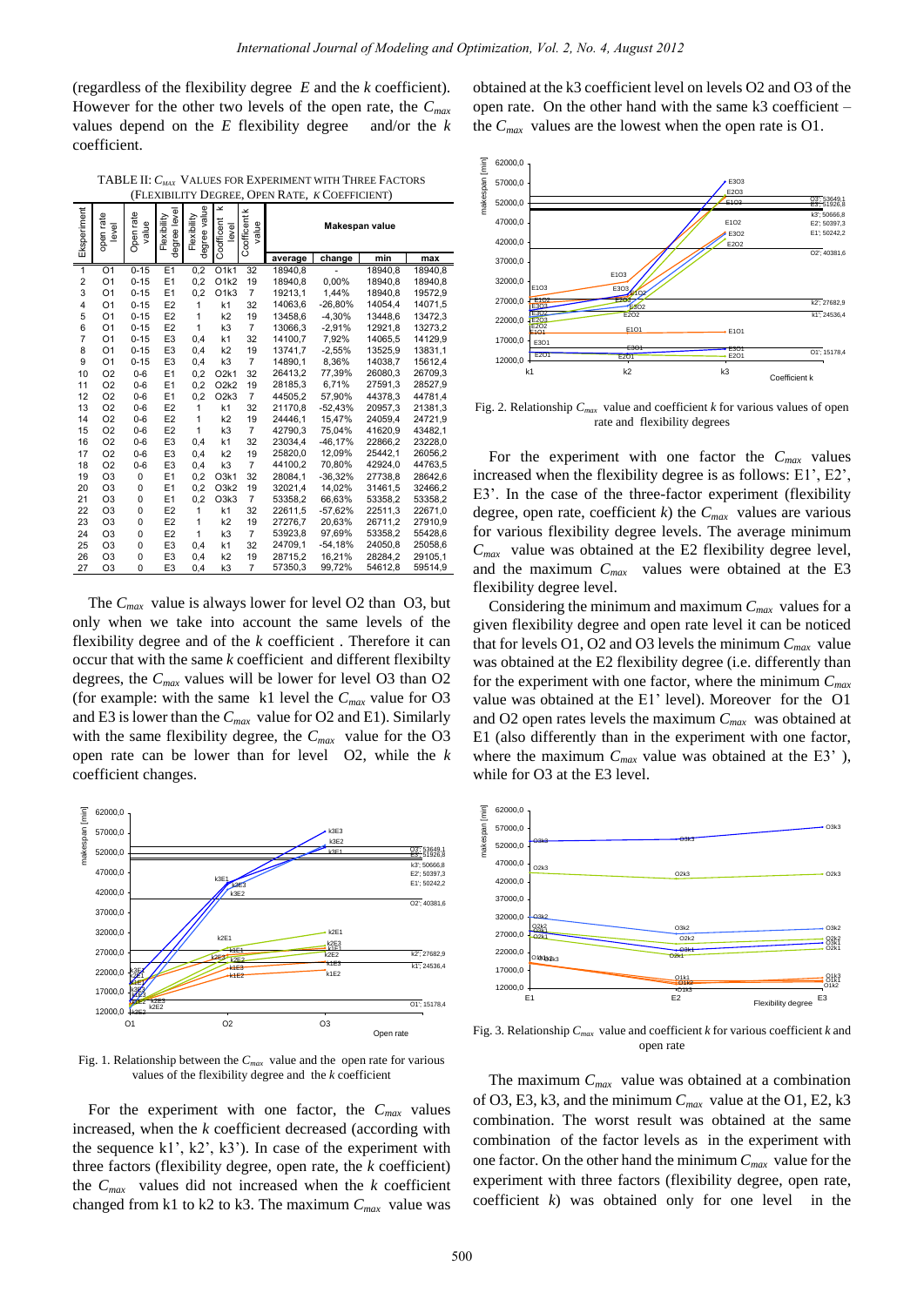(regardless of the flexibility degree $E$ and the $k$ coefficient). However for the other two levels of the open rate, the $C_{max}$ values depend on the $E$ flexibility degree and/or the $k$ coefficient.

TABLE II: $C_{MAX}$ VALUES FOR EXPERIMENT WITH THREE FACTORS (FLEXIBILITY DEGREE, OPEN RATE, K COEFFICIENT)

| Eksperiment | open rate level | Open rate value | Flexibility degree level | Flexibility degree value | Coefficient k level | Coefficent k value | Makespan value | | | |
|---|---|---|---|---|---|---|---|---|---|---|
| | | | | | | | average | change | min | max |
| 1 | O1 | 0-15 | E1 | 0,2 | O1k1 | 32 | 18940,8 | - | 18940,8 | 18940,8 |
| 2 | O1 | 0-15 | E1 | 0,2 | O1k2 | 19 | 18940,8 | 0,00% | 18940,8 | 18940,8 |
| 3 | O1 | 0-15 | E1 | 0,2 | O1k3 | 7 | 19213,1 | 1,44% | 18940,8 | 19572,9 |
| 4 | O1 | 0-15 | E2 | 1 | k1 | 32 | 14063,6 | -26,80% | 14054,4 | 14071,5 |
| 5 | O1 | 0-15 | E2 | 1 | k2 | 19 | 13458,6 | -4,30% | 13448,6 | 13472,3 |
| 6 | O1 | 0-15 | E2 | 1 | k3 | 7 | 13066,3 | -2,91% | 12921,8 | 13273,2 |
| 7 | O1 | 0-15 | E3 | 0,4 | k1 | 32 | 14100,7 | 7,92% | 14065,5 | 14129,9 |
| 8 | O1 | 0-15 | E3 | 0,4 | k2 | 19 | 13741,7 | -2,55% | 13525,9 | 13831,1 |
| 9 | O1 | 0-15 | E3 | 0,4 | k3 | 7 | 14890,1 | 8,36% | 14038,7 | 15612,4 |
| 10 | O2 | 0-6 | E1 | 0,2 | O2k1 | 32 | 26413,2 | 77,39% | 26080,3 | 26709,3 |
| 11 | O2 | 0-6 | E1 | 0,2 | O2k2 | 19 | 28185,3 | 6,71% | 27591,3 | 28527,9 |
| 12 | O2 | 0-6 | E1 | 0,2 | O2k3 | 7 | 44505,2 | 57,90% | 44378,3 | 44781,4 |
| 13 | O2 | 0-6 | E2 | 1 | k1 | 32 | 21170,8 | -52,43% | 20957,3 | 21381,3 |
| 14 | O2 | 0-6 | E2 | 1 | k2 | 19 | 24446,1 | 15,47% | 24059,4 | 24721,9 |
| 15 | O2 | 0-6 | E2 | 1 | k3 | 7 | 42790,3 | 75,04% | 41620,9 | 43482,1 |
| 16 | O2 | 0-6 | E3 | 0,4 | k1 | 32 | 23034,4 | -46,17% | 22866,2 | 23228,0 |
| 17 | O2 | 0-6 | E3 | 0,4 | k2 | 19 | 25820,0 | 12,09% | 25442,1 | 26056,2 |
| 18 | O2 | 0-6 | E3 | 0,4 | k3 | 7 | 44100,2 | 70,80% | 42924,0 | 44763,5 |
| 19 | O3 | 0 | E1 | 0,2 | O3k1 | 32 | 28084,1 | -36,32% | 27738,8 | 28642,6 |
| 20 | O3 | 0 | E1 | 0,2 | O3k2 | 19 | 32021,4 | 14,02% | 31461,5 | 32466,2 |
| 21 | O3 | 0 | E1 | 0,2 | O3k3 | 7 | 53358,2 | 66,63% | 53358,2 | 53358,2 |
| 22 | O3 | 0 | E2 | 1 | k1 | 32 | 22611,5 | -57,62% | 22511,3 | 22671,0 |
| 23 | O3 | 0 | E2 | 1 | k2 | 19 | 27276,7 | 20,63% | 26711,2 | 27910,9 |
| 24 | O3 | 0 | E2 | 1 | k3 | 7 | 53923,8 | 97,69% | 53358,2 | 55428,6 |
| 25 | O3 | 0 | E3 | 0,4 | k1 | 32 | 24709,1 | -54,18% | 24050,8 | 25058,6 |
| 26 | O3 | 0 | E3 | 0,4 | k2 | 19 | 28715,2 | 16,21% | 28284,2 | 29105,1 |
| 27 | O3 | 0 | E3 | 0,4 | k3 | 7 | 57350,3 | 99,72% | 54612,8 | 59514,9 |

The $C_{max}$ value is always lower for level O2 than O3, but only when we take into account the same levels of the flexibility degree and of the $k$ coefficient . Therefore it can occur that with the same $k$ coefficient and different flexibilty degrees, the $C_{max}$ values will be lower for level O3 than O2 (for example: with the same k1 level the $C_{max}$ value for O3 and E3 is lower than the $C_{max}$ value for O2 and E1). Similarly with the same flexibility degree, the $C_{max}$ value for the O3 open rate can be lower than for level O2, while the $k$ coefficient changes.

Fig. 1. Relationship between the $C_{max}$ value and the open rate for various values of the flexibility degree and the $k$ coefficient

For the experiment with one factor, the $C_{max}$ values increased, when the $k$ coefficient decreased (according with the sequence k1', k2', k3'). In case of the experiment with three factors (flexibility degree, open rate, the $k$ coefficient) the $C_{max}$ values did not increased when the $k$ coefficient changed from k1 to k2 to k3. The maximum $C_{max}$ value was obtained at the k3 coefficient level on levels O2 and O3 of the open rate. On the other hand with the same k3 coefficient – the $C_{max}$ values are the lowest when the open rate is O1.

Fig. 2. Relationship $C_{max}$ value and coefficient $k$ for various values of open rate and flexibility degrees

For the experiment with one factor the $C_{max}$ values increased when the flexibility degree is as follows: E1', E2', E3'. In the case of the three-factor experiment (flexibility degree, open rate, coefficient $k$) the $C_{max}$ values are various for various flexibility degree levels. The average minimum $C_{max}$ value was obtained at the E2 flexibility degree level, and the maximum $C_{max}$ values were obtained at the E3 flexibility degree level.

Considering the minimum and maximum $C_{max}$ values for a given flexibility degree and open rate level it can be noticed that for levels O1, O2 and O3 levels the minimum $C_{max}$ value was obtained at the E2 flexibility degree (i.e. differently than for the experiment with one factor, where the minimum $C_{max}$ value was obtained at the E1' level). Moreover for the O1 and O2 open rates levels the maximum $C_{max}$ was obtained at E1 (also differently than in the experiment with one factor, where the maximum $C_{max}$ value was obtained at the E3' ), while for O3 at the E3 level.

Fig. 3. Relationship $C_{max}$ value and coefficient $k$ for various coefficient $k$ and open rate

The maximum $C_{max}$ value was obtained at a combination of O3, E3, k3, and the minimum $C_{max}$ value at the O1, E2, k3 combination. The worst result was obtained at the same combination of the factor levels as in the experiment with one factor. On the other hand the minimum $C_{max}$ value for the experiment with three factors (flexibility degree, open rate, coefficient $k$) was obtained only for one level in the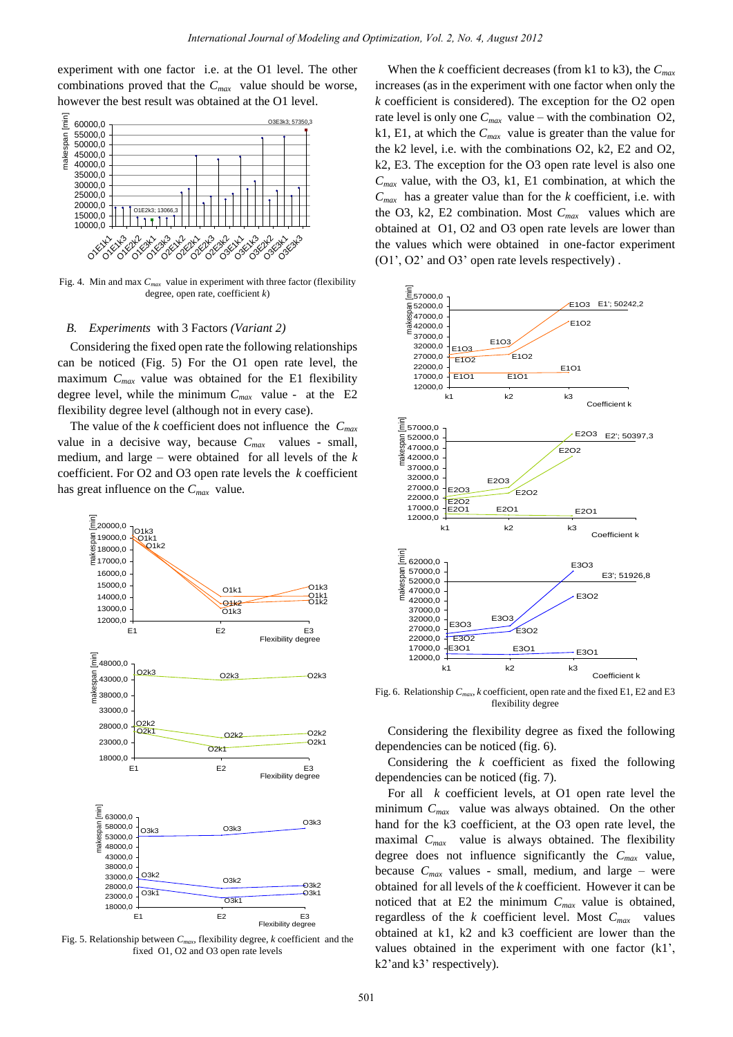experiment with one factor i.e. at the O1 level. The other combinations proved that the $C_{max}$ value should be worse, however the best result was obtained at the O1 level.

Fig. 4. Min and max $C_{max}$ value in experiment with three factor (flexibility degree, open rate, coefficient *k*)

### *B. Experiments with 3 Factors (Variant 2)*

Considering the fixed open rate the following relationships can be noticed (Fig. 5) For the O1 open rate level, the maximum $C_{max}$ value was obtained for the E1 flexibility degree level, while the minimum $C_{max}$ value - at the E2 flexibility degree level (although not in every case).

The value of the *k* coefficient does not influence the $C_{max}$ value in a decisive way, because $C_{max}$ values - small, medium, and large – were obtained for all levels of the *k* coefficient. For O2 and O3 open rate levels the *k* coefficient has great influence on the $C_{max}$ value.

Fig. 5. Relationship between $C_{max}$, flexibility degree, *k* coefficient and the fixed O1, O2 and O3 open rate levels

When the *k* coefficient decreases (from k1 to k3), the $C_{max}$ increases (as in the experiment with one factor when only the *k* coefficient is considered). The exception for the O2 open rate level is only one $C_{max}$ value – with the combination O2, k1, E1, at which the $C_{max}$ value is greater than the value for the k2 level, i.e. with the combinations O2, k2, E2 and O2, k2, E3. The exception for the O3 open rate level is also one $C_{max}$ value, with the O3, k1, E1 combination, at which the $C_{max}$ has a greater value than for the *k* coefficient, i.e. with the O3, k2, E2 combination. Most $C_{max}$ values which are obtained at O1, O2 and O3 open rate levels are lower than the values which were obtained in one-factor experiment (O1', O2' and O3' open rate levels respectively) .

Fig. 6. Relationship $C_{max}$, *k* coefficient, open rate and the fixed E1, E2 and E3 flexibility degree

Considering the flexibility degree as fixed the following dependencies can be noticed (fig. 6).

Considering the *k* coefficient as fixed the following dependencies can be noticed (fig. 7).

For all *k* coefficient levels, at O1 open rate level the minimum $C_{max}$ value was always obtained. On the other hand for the k3 coefficient, at the O3 open rate level, the maximal $C_{max}$ value is always obtained. The flexibility degree does not influence significantly the $C_{max}$ value, because $C_{max}$ values - small, medium, and large – were obtained for all levels of the *k* coefficient. However it can be noticed that at E2 the minimum $C_{max}$ value is obtained, regardless of the *k* coefficient level. Most $C_{max}$ values obtained at k1, k2 and k3 coefficient are lower than the values obtained in the experiment with one factor (k1', k2' and k3' respectively).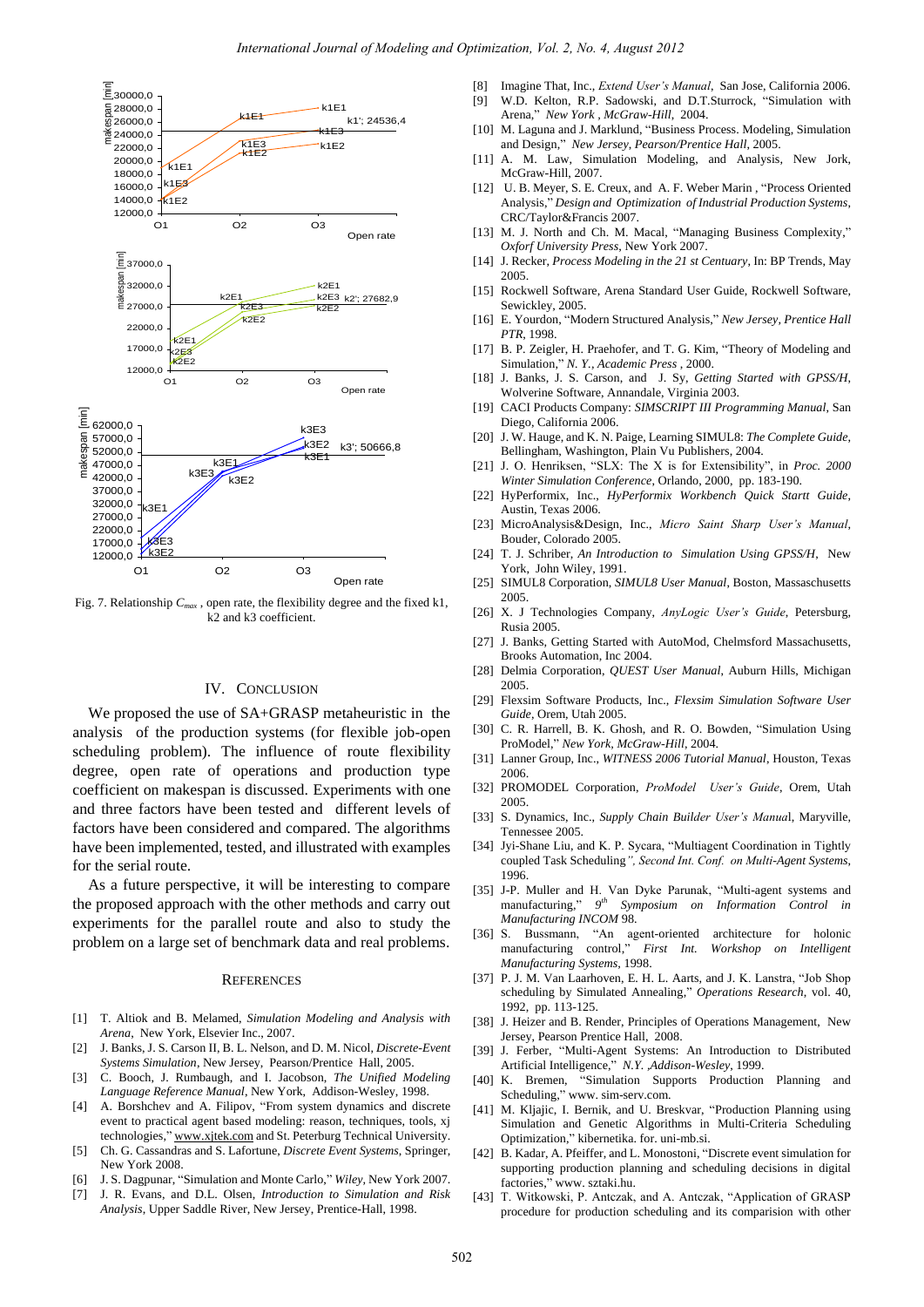Fig. 7. Relationship $C_{max}$ , open rate, the flexibility degree and the fixed k1, k2 and k3 coefficient.

## IV. Conclusion

We proposed the use of SA+GRASP metaheuristic in the analysis of the production systems (for flexible job-open scheduling problem). The influence of route flexibility degree, open rate of operations and production type coefficient on makespan is discussed. Experiments with one and three factors have been tested and different levels of factors have been considered and compared. The algorithms have been implemented, tested, and illustrated with examples for the serial route.

As a future perspective, it will be interesting to compare the proposed approach with the other methods and carry out experiments for the parallel route and also to study the problem on a large set of benchmark data and real problems.

## References

[1] T. Altiok and B. Melamed, *Simulation Modeling and Analysis with Arena*, New York, Elsevier Inc., 2007.

[2] J. Banks, J. S. Carson II, B. L. Nelson, and D. M. Nicol, *Discrete-Event Systems Simulation*, New Jersey, Pearson/Prentice Hall, 2005.

[3] C. Booch, J. Rumbaugh, and I. Jacobson, *The Unified Modeling Language Reference Manual*, New York, Addison-Wesley, 1998.

[4] A. Borshchev and A. Filipov, "From system dynamics and discrete event to practical agent based modeling: reason, techniques, tools, xj technologies," www.xjtek.com and St. Peterburg Technical University.

[5] Ch. G. Cassandras and S. Lafortune, *Discrete Event Systems*, Springer, New York 2008.

[6] J. S. Dagpunar, "Simulation and Monte Carlo," *Wiley*, New York 2007.

[7] J. R. Evans, and D.L. Olsen, *Introduction to Simulation and Risk Analysis*, Upper Saddle River, New Jersey, Prentice-Hall, 1998.

[8] Imagine That, Inc., *Extend User's Manual*, San Jose, California 2006.

[9] W.D. Kelton, R.P. Sadowski, and D.T.Sturrock, "Simulation with Arena," *New York , McGraw-Hill*, 2004.

[10] M. Laguna and J. Marklund, "Business Process. Modeling, Simulation and Design," *New Jersey, Pearson/Prentice Hall*, 2005.

[11] A. M. Law, Simulation Modeling, and Analysis, New Jork, McGraw-Hill, 2007.

[12] U. B. Meyer, S. E. Creux, and A. F. Weber Marin , "Process Oriented Analysis," *Design and Optimization of Industrial Production Systems*, CRC/Taylor&Francis 2007.

[13] M. J. North and Ch. M. Macal, "Managing Business Complexity," *Oxforf University Press*, New York 2007.

[14] J. Recker, *Process Modeling in the 21 st Centuary*, In: BP Trends, May 2005.

[15] Rockwell Software, Arena Standard User Guide, Rockwell Software, Sewickley, 2005.

[16] E. Yourdon, "Modern Structured Analysis," *New Jersey, Prentice Hall PTR*, 1998.

[17] B. P. Zeigler, H. Praehofer, and T. G. Kim, "Theory of Modeling and Simulation," *N. Y., Academic Press* , 2000.

[18] J. Banks, J. S. Carson, and J. Sy, *Getting Started with GPSS/H*, Wolverine Software, Annandale, Virginia 2003.

[19] CACI Products Company: *SIMSCRIPT III Programming Manual*, San Diego, California 2006.

[20] J. W. Hauge, and K. N. Paige, Learning SIMUL8: *The Complete Guide*, Bellingham, Washington, Plain Vu Publishers, 2004.

[21] J. O. Henriksen, "SLX: The X is for Extensibility", in *Proc. 2000 Winter Simulation Conference*, Orlando, 2000, pp. 183-190.

[22] HyPerformix, Inc., *HyPerformix Workbench Quick Startt Guide*, Austin, Texas 2006.

[23] MicroAnalysis&Design, Inc., *Micro Saint Sharp User's Manual*, Bouder, Colorado 2005.

[24] T. J. Schriber, *An Introduction to Simulation Using GPSS/H*, New York, John Wiley, 1991.

[25] SIMUL8 Corporation, *SIMUL8 User Manual*, Boston, Massachusetts 2005.

[26] X. J Technologies Company, *AnyLogic User's Guide*, Petersburg, Rusia 2005.

[27] J. Banks, Getting Started with AutoMod, Chelmsford Massachusetts, Brooks Automation, Inc 2004.

[28] Delmia Corporation, *QUEST User Manual*, Auburn Hills, Michigan 2005.

[29] Flexsim Software Products, Inc., *Flexsim Simulation Software User Guide*, Orem, Utah 2005.

[30] C. R. Harrell, B. K. Ghosh, and R. O. Bowden, "Simulation Using ProModel," *New York, McGraw-Hill*, 2004.

[31] Lanner Group, Inc., *WITNESS 2006 Tutorial Manual*, Houston, Texas 2006.

[32] PROMODEL Corporation, *ProModel User's Guide*, Orem, Utah 2005.

[33] S. Dynamics, Inc., *Supply Chain Builder User's Manua*l, Maryville, Tennessee 2005.

[34] Jyi-Shane Liu, and K. P. Sycara, "Multiagent Coordination in Tightly coupled Task Scheduling*", Second Int. Conf. on Multi-Agent Systems*, 1996.

[35] J-P. Muller and H. Van Dyke Parunak, "Multi-agent systems and manufacturing," *9th Symposium on Information Control in Manufacturing INCOM* 98.

[36] S. Bussmann, "An agent-oriented architecture for holonic manufacturing control," *First Int. Workshop on Intelligent Manufacturing Systems*, 1998.

[37] P. J. M. Van Laarhoven, E. H. L. Aarts, and J. K. Lanstra, "Job Shop scheduling by Simulated Annealing," *Operations Research*, vol. 40, 1992, pp. 113-125.

[38] J. Heizer and B. Render, Principles of Operations Management, New Jersey, Pearson Prentice Hall, 2008.

[39] J. Ferber, "Multi-Agent Systems: An Introduction to Distributed Artificial Intelligence," *N.Y. ,Addison-Wesley*, 1999.

[40] K. Bremen, "Simulation Supports Production Planning and Scheduling," www. sim-serv.com.

[41] M. Kljajic, I. Bernik, and U. Breskvar, "Production Planning using Simulation and Genetic Algorithms in Multi-Criteria Scheduling Optimization," kibernetika. for. uni-mb.si.

[42] B. Kadar, A. Pfeiffer, and L. Monostoni, "Discrete event simulation for supporting production planning and scheduling decisions in digital factories," www. sztaki.hu.

[43] T. Witkowski, P. Antczak, and A. Antczak, "Application of GRASP procedure for production scheduling and its comparision with other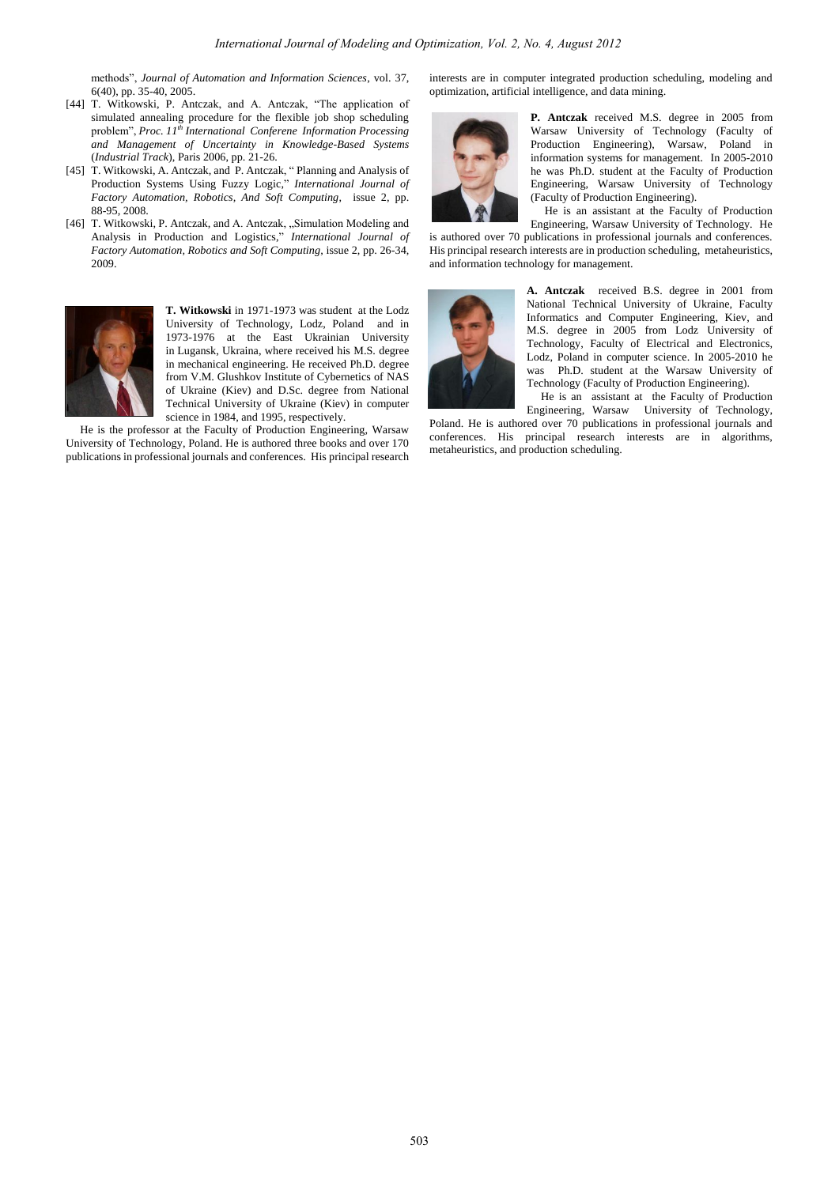methods", *Journal of Automation and Information Sciences*, vol. 37, 6(40), pp. 35-40, 2005.

[44] T. Witkowski, P. Antczak, and A. Antczak, "The application of simulated annealing procedure for the flexible job shop scheduling problem", *Proc. 11th International Conferene Information Processing and Management of Uncertainty in Knowledge-Based Systems* (*Industrial Track*), Paris 2006, pp. 21-26.

[45] T. Witkowski, A. Antczak, and P. Antczak, " Planning and Analysis of Production Systems Using Fuzzy Logic," *International Journal of Factory Automation, Robotics, And Soft Computing*, issue 2, pp. 88-95, 2008.

[46] T. Witkowski, P. Antczak, and A. Antczak, „Simulation Modeling and Analysis in Production and Logistics," *International Journal of Factory Automation, Robotics and Soft Computing*, issue 2, pp. 26-34, 2009.

**T. Witkowski** in 1971-1973 was student at the Lodz University of Technology, Lodz, Poland and in 1973-1976 at the East Ukrainian University in Lugansk, Ukraina, where received his M.S. degree in mechanical engineering. He received Ph.D. degree from V.M. Glushkov Institute of Cybernetics of NAS of Ukraine (Kiev) and D.Sc. degree from National Technical University of Ukraine (Kiev) in computer science in 1984, and 1995, respectively.

He is the professor at the Faculty of Production Engineering, Warsaw University of Technology, Poland. He is authored three books and over 170 publications in professional journals and conferences. His principal research interests are in computer integrated production scheduling, modeling and optimization, artificial intelligence, and data mining.

**P. Antczak** received M.S. degree in 2005 from Warsaw University of Technology (Faculty of Production Engineering), Warsaw, Poland in information systems for management. In 2005-2010 he was Ph.D. student at the Faculty of Production Engineering, Warsaw University of Technology (Faculty of Production Engineering).

He is an assistant at the Faculty of Production Engineering, Warsaw University of Technology. He is authored over 70 publications in professional journals and conferences. His principal research interests are in production scheduling, metaheuristics, and information technology for management.

**A. Antczak** received B.S. degree in 2001 from National Technical University of Ukraine, Faculty Informatics and Computer Engineering, Kiev, and M.S. degree in 2005 from Lodz University of Technology, Faculty of Electrical and Electronics, Lodz, Poland in computer science. In 2005-2010 he was Ph.D. student at the Warsaw University of Technology (Faculty of Production Engineering).

He is an assistant at the Faculty of Production Engineering, Warsaw University of Technology, Poland. He is authored over 70 publications in professional journals and conferences. His principal research interests are in algorithms, metaheuristics, and production scheduling.